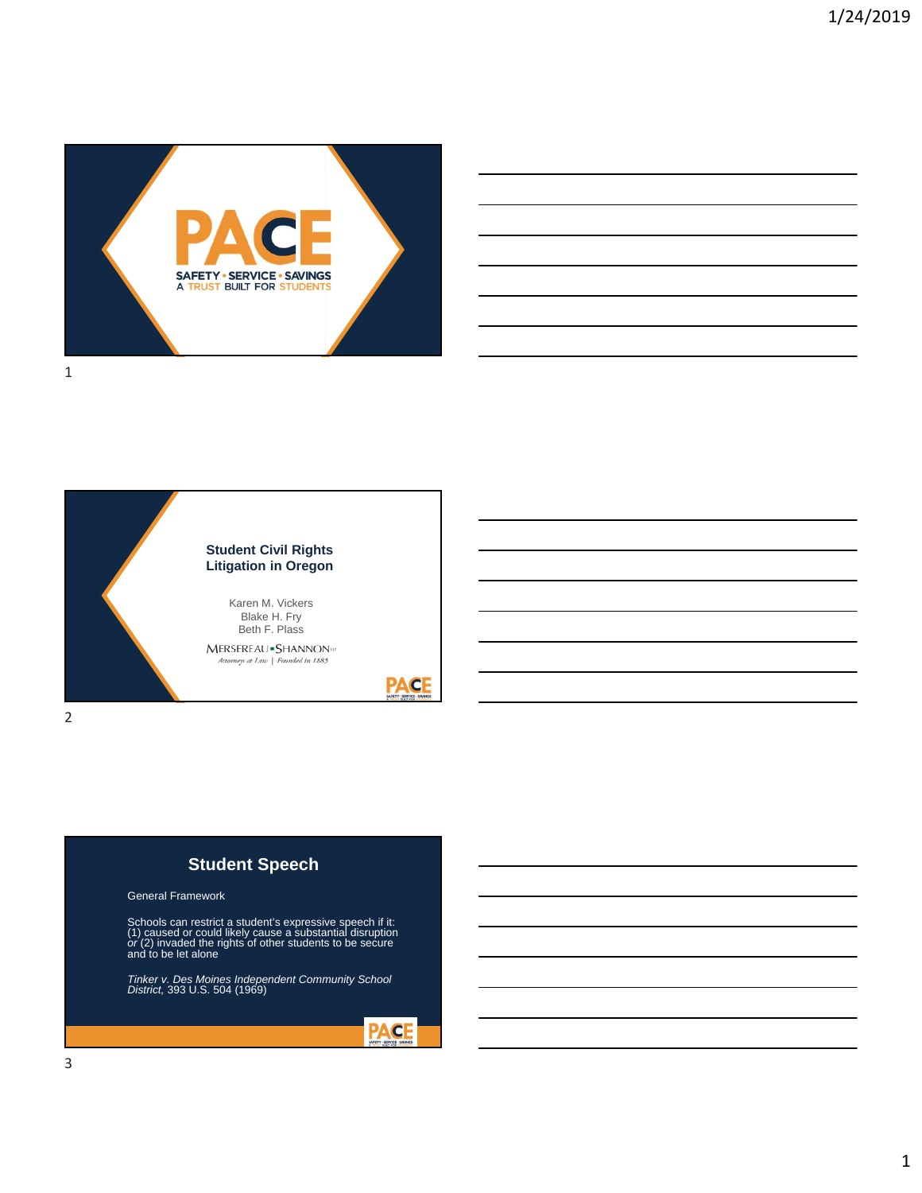PACE

SAFETY • SERVICE • SAVINGS
A TRUST BUILT FOR STUDENTS

## Student Civil Rights Litigation in Oregon

Karen M. Vickers
Blake H. Fry
Beth F. Plass

MERSEREAU • SHANNON LLP
*Attorneys at Law | Founded in 1885*

## Student Speech

General Framework

Schools can restrict a student's expressive speech if it: (1) caused or could likely cause a substantial disruption *or* (2) invaded the rights of other students to be secure and to be let alone

*Tinker v. Des Moines Independent Community School District,* 393 U.S. 504 (1969)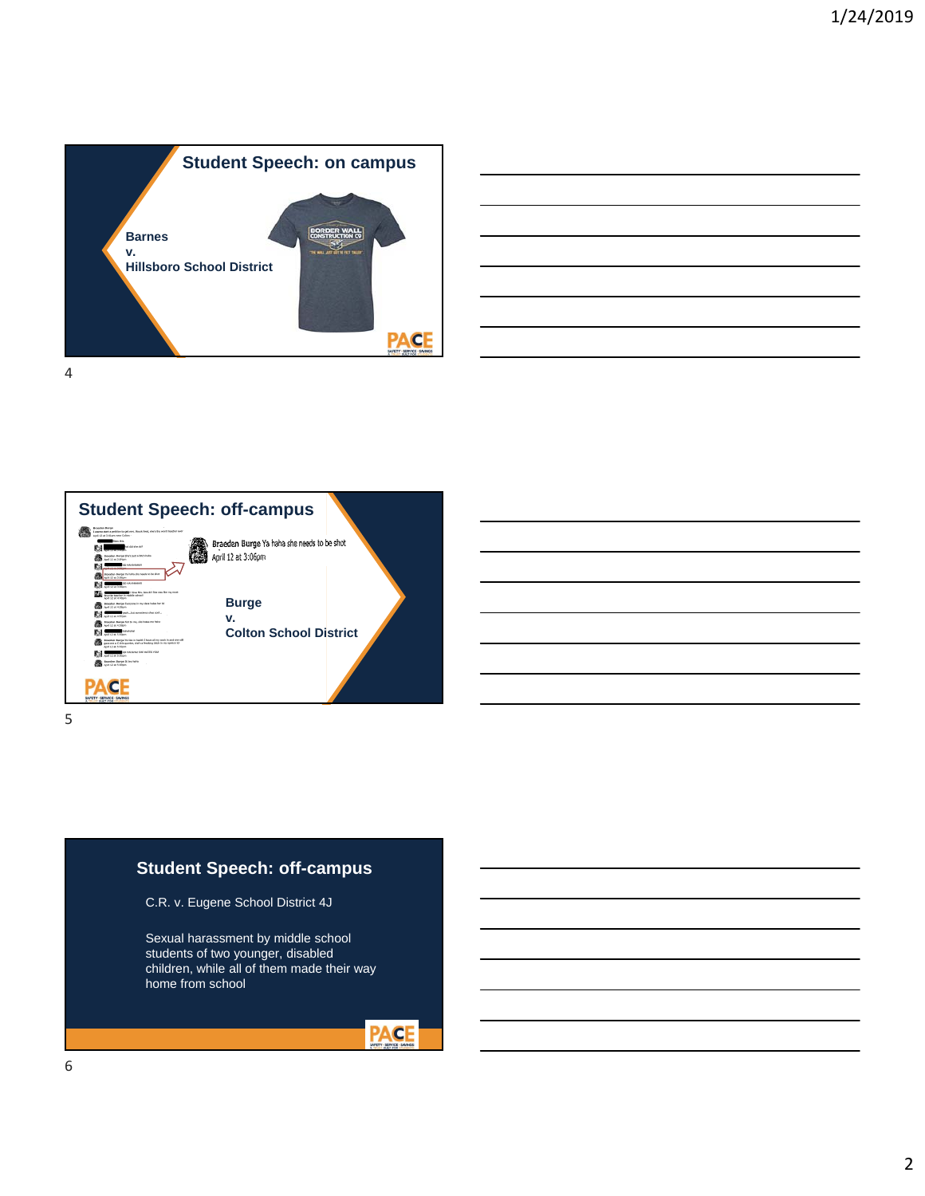## Student Speech: on campus

Barnes
v.
Hillsboro School District

## Student Speech: off-campus

Braeden Burge Ya haha she needs to be shot
April 12 at 3:06pm

Burge
v.
Colton School District

## Student Speech: off-campus

C.R. v. Eugene School District 4J

Sexual harassment by middle school students of two younger, disabled children, while all of them made their way home from school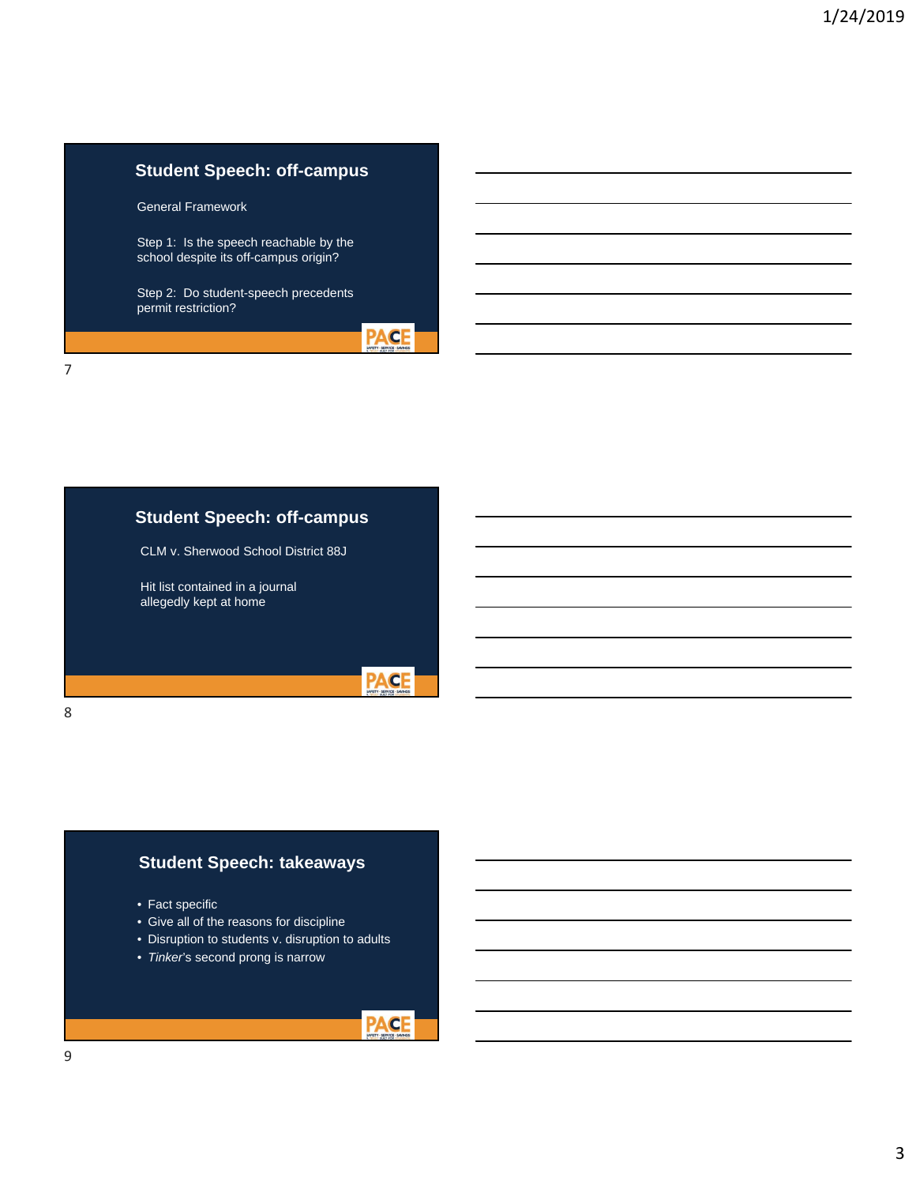## Student Speech: off-campus

General Framework

Step 1: Is the speech reachable by the school despite its off-campus origin?

Step 2: Do student-speech precedents permit restriction?

## Student Speech: off-campus

CLM v. Sherwood School District 88J

Hit list contained in a journal allegedly kept at home

## Student Speech: takeaways

- Fact specific
- Give all of the reasons for discipline
- Disruption to students v. disruption to adults
- *Tinker*'s second prong is narrow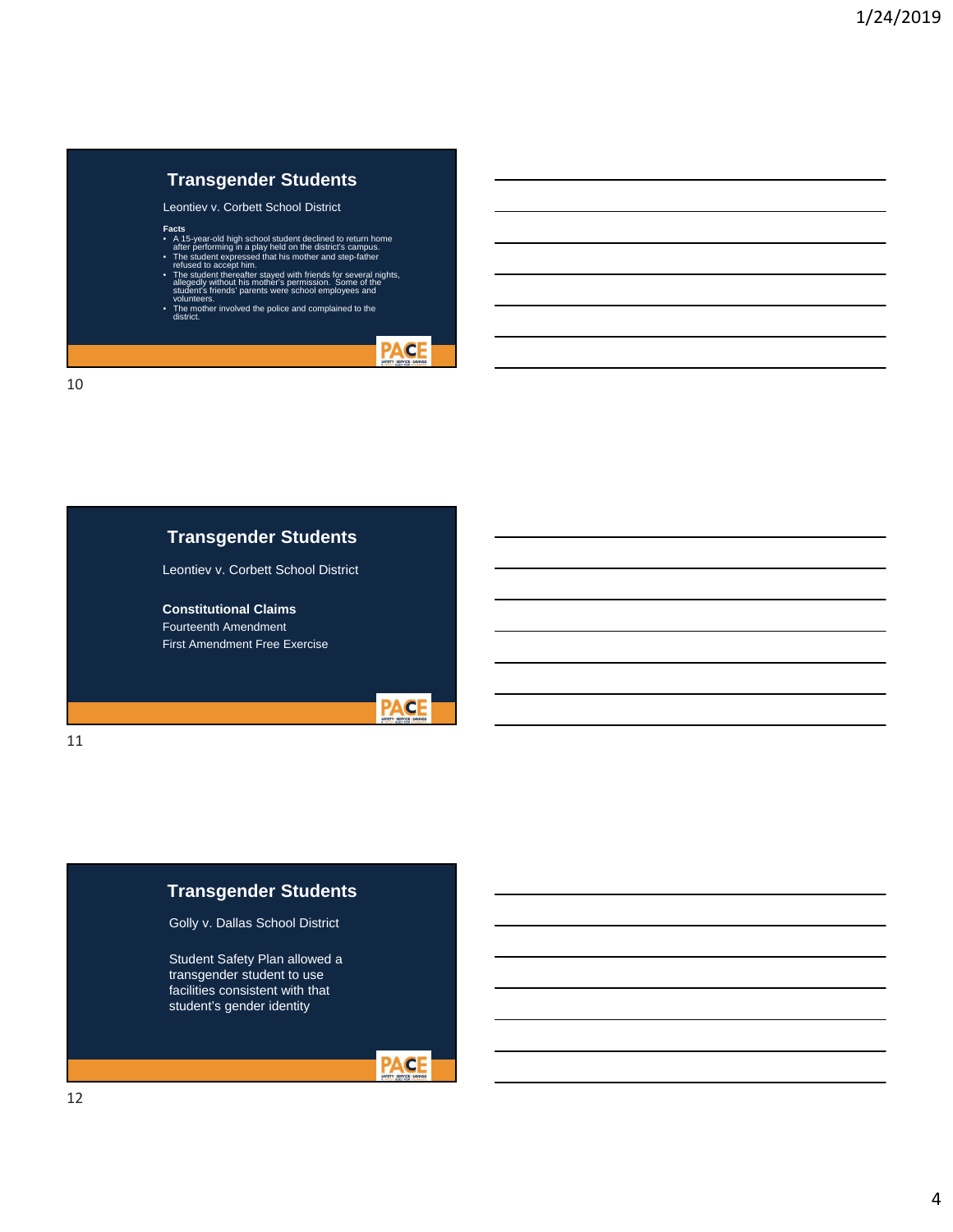## Transgender Students

Leontiev v. Corbett School District

**Facts**

- A 15-year-old high school student declined to return home after performing in a play held on the district's campus.
- The student expressed that his mother and step-father refused to accept him.
- The student thereafter stayed with friends for several nights, allegedly without his mother's permission. Some of the student's friends' parents were school employees and volunteers.
- The mother involved the police and complained to the district.

## Transgender Students

Leontiev v. Corbett School District

**Constitutional Claims**

Fourteenth Amendment

First Amendment Free Exercise

## Transgender Students

Golly v. Dallas School District

Student Safety Plan allowed a transgender student to use facilities consistent with that student's gender identity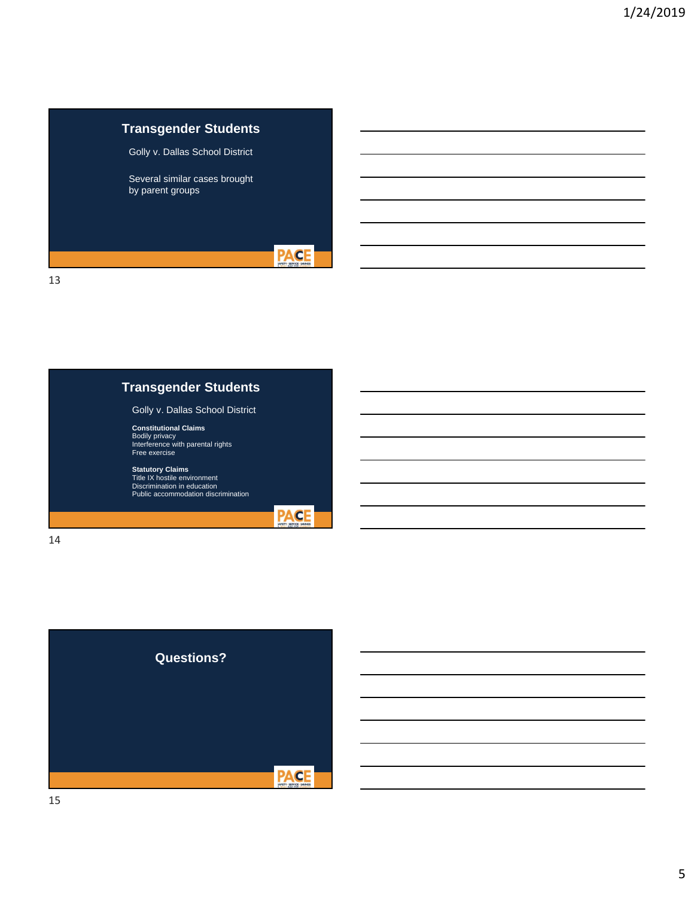## Transgender Students

Golly v. Dallas School District

Several similar cases brought by parent groups

## Transgender Students

Golly v. Dallas School District

**Constitutional Claims**
Bodily privacy
Interference with parental rights
Free exercise

**Statutory Claims**
Title IX hostile environment
Discrimination in education
Public accommodation discrimination

## Questions?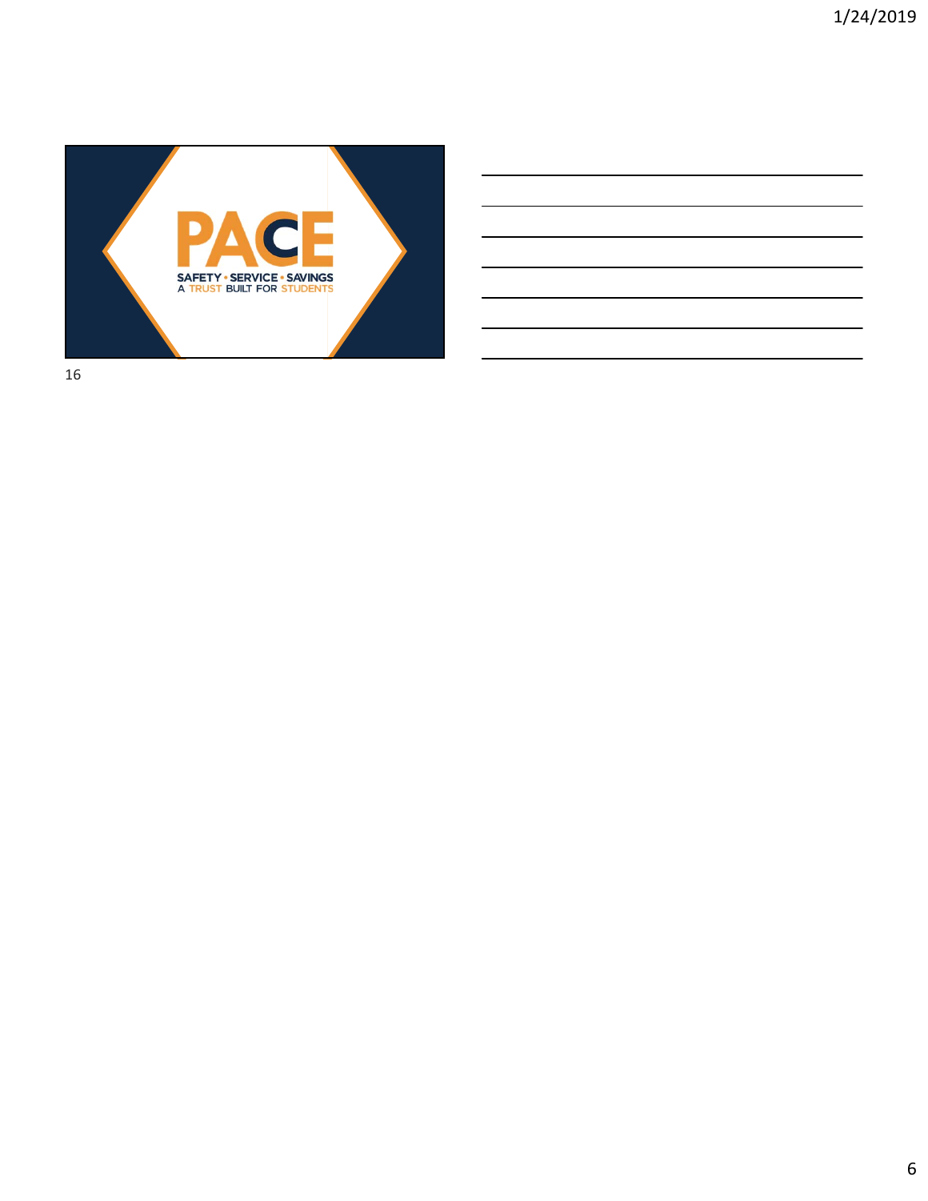PACE

SAFETY • SERVICE • SAVINGS

A TRUST BUILT FOR STUDENTS